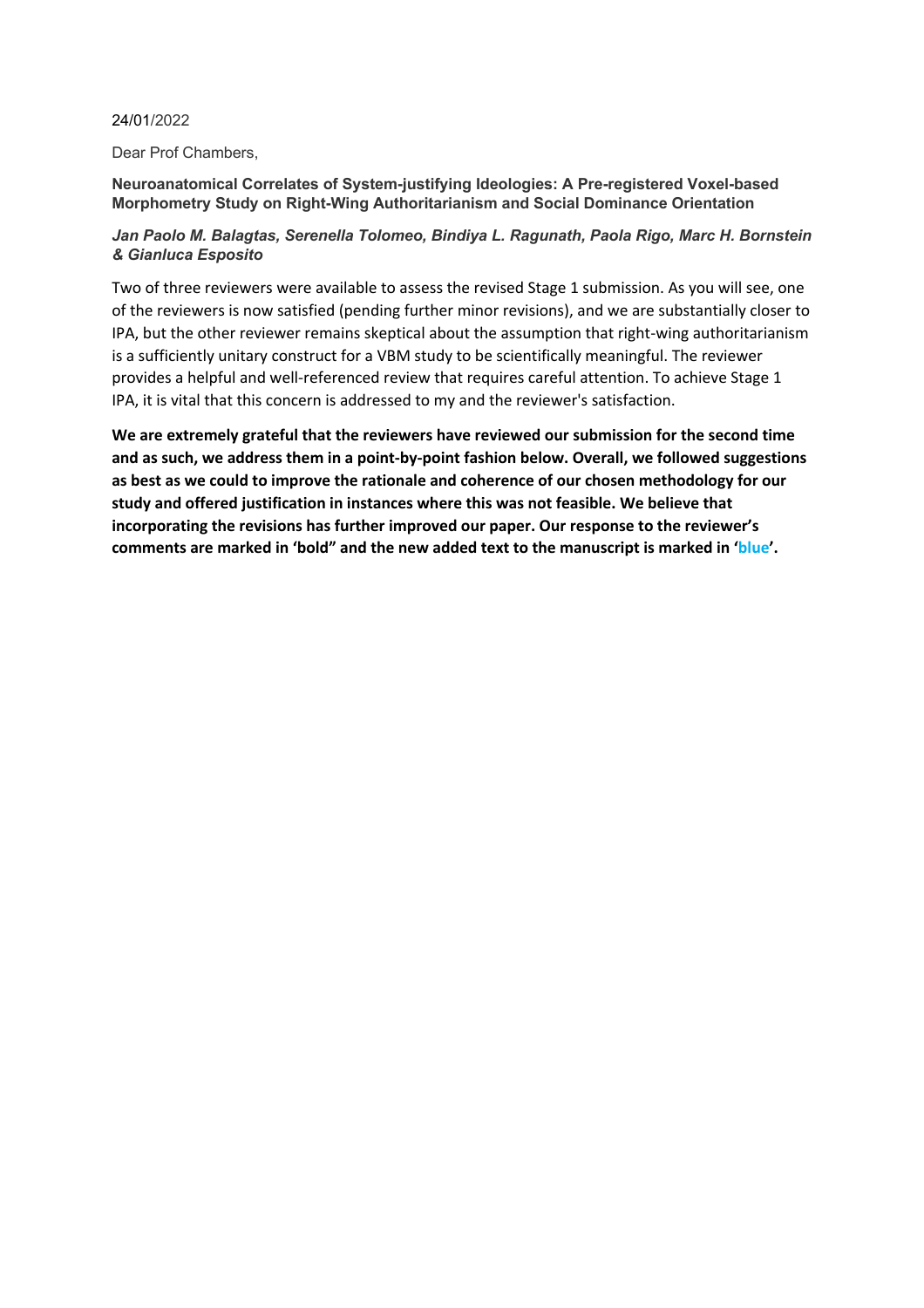24/01/2022

Dear Prof Chambers,

**Neuroanatomical Correlates of System-justifying Ideologies: A Pre-registered Voxel-based Morphometry Study on Right-Wing Authoritarianism and Social Dominance Orientation**

***Jan Paolo M. Balagtas, Serenella Tolomeo, Bindiya L. Ragunath, Paola Rigo, Marc H. Bornstein & Gianluca Esposito***

Two of three reviewers were available to assess the revised Stage 1 submission. As you will see, one of the reviewers is now satisfied (pending further minor revisions), and we are substantially closer to IPA, but the other reviewer remains skeptical about the assumption that right-wing authoritarianism is a sufficiently unitary construct for a VBM study to be scientifically meaningful. The reviewer provides a helpful and well-referenced review that requires careful attention. To achieve Stage 1 IPA, it is vital that this concern is addressed to my and the reviewer's satisfaction.

**We are extremely grateful that the reviewers have reviewed our submission for the second time and as such, we address them in a point-by-point fashion below. Overall, we followed suggestions as best as we could to improve the rationale and coherence of our chosen methodology for our study and offered justification in instances where this was not feasible. We believe that incorporating the revisions has further improved our paper. Our response to the reviewer's comments are marked in 'bold" and the new added text to the manuscript is marked in 'blue'.**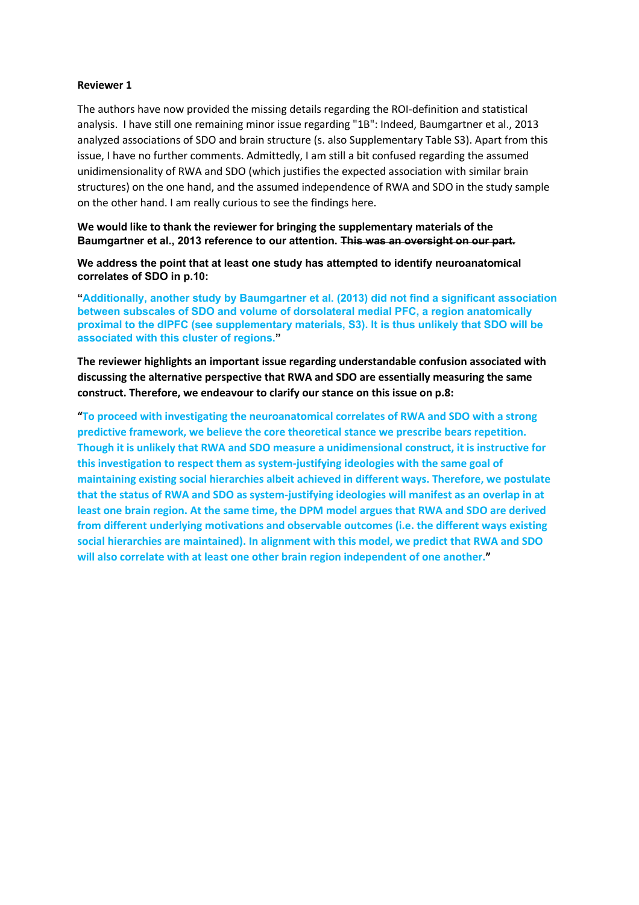**Reviewer 1**

The authors have now provided the missing details regarding the ROI-definition and statistical analysis. I have still one remaining minor issue regarding "1B": Indeed, Baumgartner et al., 2013 analyzed associations of SDO and brain structure (s. also Supplementary Table S3). Apart from this issue, I have no further comments. Admittedly, I am still a bit confused regarding the assumed unidimensionality of RWA and SDO (which justifies the expected association with similar brain structures) on the one hand, and the assumed independence of RWA and SDO in the study sample on the other hand. I am really curious to see the findings here.

**We would like to thank the reviewer for bringing the supplementary materials of the Baumgartner et al., 2013 reference to our attention. ~~This was an oversight on our part.~~**

**We address the point that at least one study has attempted to identify neuroanatomical correlates of SDO in p.10:**

**"Additionally, another study by Baumgartner et al. (2013) did not find a significant association between subscales of SDO and volume of dorsolateral medial PFC, a region anatomically proximal to the dlPFC (see supplementary materials, S3). It is thus unlikely that SDO will be associated with this cluster of regions."**

**The reviewer highlights an important issue regarding understandable confusion associated with discussing the alternative perspective that RWA and SDO are essentially measuring the same construct. Therefore, we endeavour to clarify our stance on this issue on p.8:**

**"To proceed with investigating the neuroanatomical correlates of RWA and SDO with a strong predictive framework, we believe the core theoretical stance we prescribe bears repetition. Though it is unlikely that RWA and SDO measure a unidimensional construct, it is instructive for this investigation to respect them as system-justifying ideologies with the same goal of maintaining existing social hierarchies albeit achieved in different ways. Therefore, we postulate that the status of RWA and SDO as system-justifying ideologies will manifest as an overlap in at least one brain region. At the same time, the DPM model argues that RWA and SDO are derived from different underlying motivations and observable outcomes (i.e. the different ways existing social hierarchies are maintained). In alignment with this model, we predict that RWA and SDO will also correlate with at least one other brain region independent of one another."**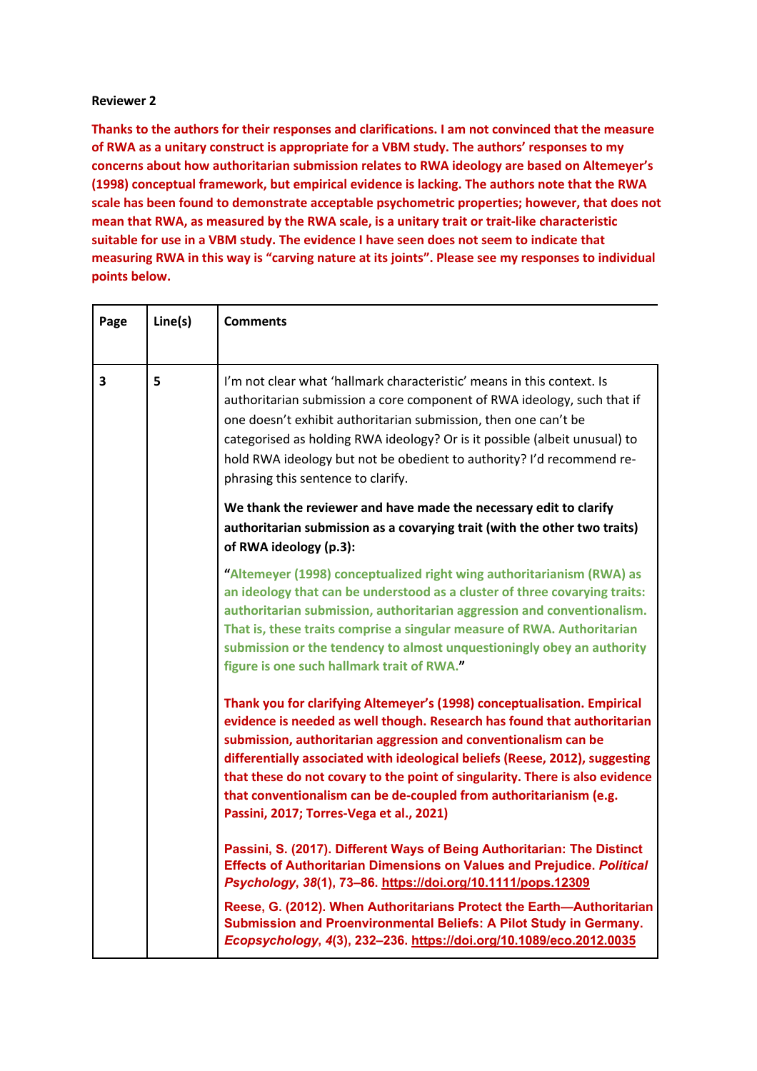**Reviewer 2**

**Thanks to the authors for their responses and clarifications. I am not convinced that the measure of RWA as a unitary construct is appropriate for a VBM study. The authors' responses to my concerns about how authoritarian submission relates to RWA ideology are based on Altemeyer's (1998) conceptual framework, but empirical evidence is lacking. The authors note that the RWA scale has been found to demonstrate acceptable psychometric properties; however, that does not mean that RWA, as measured by the RWA scale, is a unitary trait or trait-like characteristic suitable for use in a VBM study. The evidence I have seen does not seem to indicate that measuring RWA in this way is "carving nature at its joints". Please see my responses to individual points below.**

| Page | Line(s) | Comments |
|---|---|---|
| 3 | 5 | I'm not clear what 'hallmark characteristic' means in this context. Is authoritarian submission a core component of RWA ideology, such that if one doesn't exhibit authoritarian submission, then one can't be categorised as holding RWA ideology? Or is it possible (albeit unusual) to hold RWA ideology but not be obedient to authority? I'd recommend re-phrasing this sentence to clarify.<br><br>**We thank the reviewer and have made the necessary edit to clarify authoritarian submission as a covarying trait (with the other two traits) of RWA ideology (p.3):**<br><br>**"Altemeyer (1998) conceptualized right wing authoritarianism (RWA) as an ideology that can be understood as a cluster of three covarying traits: authoritarian submission, authoritarian aggression and conventionalism. That is, these traits comprise a singular measure of RWA. Authoritarian submission or the tendency to almost unquestioningly obey an authority figure is one such hallmark trait of RWA."**<br><br>**Thank you for clarifying Altemeyer's (1998) conceptualisation. Empirical evidence is needed as well though. Research has found that authoritarian submission, authoritarian aggression and conventionalism can be differentially associated with ideological beliefs (Reese, 2012), suggesting that these do not covary to the point of singularity. There is also evidence that conventionalism can be de-coupled from authoritarianism (e.g. Passini, 2017; Torres-Vega et al., 2021)**<br><br>**Passini, S. (2017). Different Ways of Being Authoritarian: The Distinct Effects of Authoritarian Dimensions on Values and Prejudice. *Political Psychology*, *38*(1), 73–86. https://doi.org/10.1111/pops.12309**<br><br>**Reese, G. (2012). When Authoritarians Protect the Earth—Authoritarian Submission and Proenvironmental Beliefs: A Pilot Study in Germany. *Ecopsychology*, *4*(3), 232–236. https://doi.org/10.1089/eco.2012.0035** |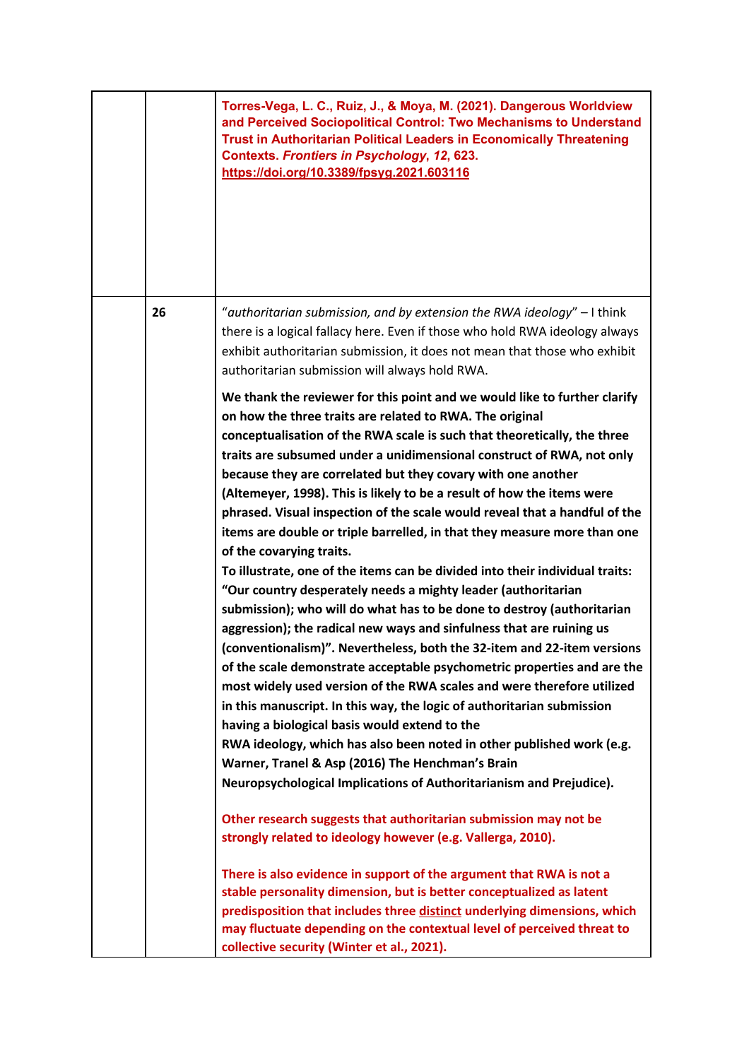| | | |
|---|---|---|
| | | **Torres-Vega, L. C., Ruiz, J., & Moya, M. (2021). Dangerous Worldview and Perceived Sociopolitical Control: Two Mechanisms to Understand Trust in Authoritarian Political Leaders in Economically Threatening Contexts. *Frontiers in Psychology*, *12*, 623. https://doi.org/10.3389/fpsyg.2021.603116** |
| | 26 | "*authoritarian submission, and by extension the RWA ideology*" – I think there is a logical fallacy here. Even if those who hold RWA ideology always exhibit authoritarian submission, it does not mean that those who exhibit authoritarian submission will always hold RWA.<br><br>**We thank the reviewer for this point and we would like to further clarify on how the three traits are related to RWA. The original conceptualisation of the RWA scale is such that theoretically, the three traits are subsumed under a unidimensional construct of RWA, not only because they are correlated but they covary with one another (Altemeyer, 1998). This is likely to be a result of how the items were phrased. Visual inspection of the scale would reveal that a handful of the items are double or triple barrelled, in that they measure more than one of the covarying traits.**<br>**To illustrate, one of the items can be divided into their individual traits: "Our country desperately needs a mighty leader (authoritarian submission); who will do what has to be done to destroy (authoritarian aggression); the radical new ways and sinfulness that are ruining us (conventionalism)". Nevertheless, both the 32-item and 22-item versions of the scale demonstrate acceptable psychometric properties and are the most widely used version of the RWA scales and were therefore utilized in this manuscript. In this way, the logic of authoritarian submission having a biological basis would extend to the RWA ideology, which has also been noted in other published work (e.g. Warner, Tranel & Asp (2016) The Henchman's Brain Neuropsychological Implications of Authoritarianism and Prejudice).**<br><br>**Other research suggests that authoritarian submission may not be strongly related to ideology however (e.g. Vallerga, 2010).**<br><br>**There is also evidence in support of the argument that RWA is not a stable personality dimension, but is better conceptualized as latent predisposition that includes three distinct underlying dimensions, which may fluctuate depending on the contextual level of perceived threat to collective security (Winter et al., 2021).** |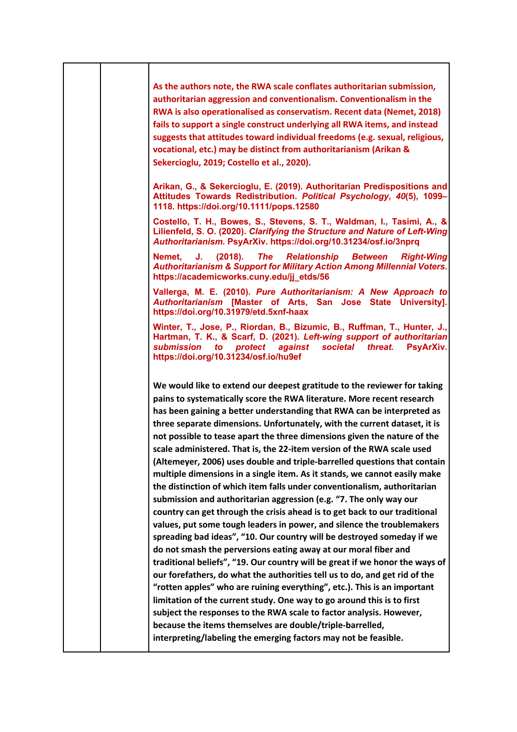| | | |
|---|---|---|
| | | **As the authors note, the RWA scale conflates authoritarian submission, authoritarian aggression and conventionalism. Conventionalism in the RWA is also operationalised as conservatism. Recent data (Nemet, 2018) fails to support a single construct underlying all RWA items, and instead suggests that attitudes toward individual freedoms (e.g. sexual, religious, vocational, etc.) may be distinct from authoritarianism (Arikan & Sekercioglu, 2019; Costello et al., 2020).**<br><br>**Arikan, G., & Sekercioglu, E. (2019). Authoritarian Predispositions and Attitudes Towards Redistribution. *Political Psychology*, *40*(5), 1099–1118. https://doi.org/10.1111/pops.12580**<br><br>**Costello, T. H., Bowes, S., Stevens, S. T., Waldman, I., Tasimi, A., & Lilienfeld, S. O. (2020). *Clarifying the Structure and Nature of Left-Wing Authoritarianism*. PsyArXiv. https://doi.org/10.31234/osf.io/3nprq**<br><br>**Nemet, J. (2018). *The Relationship Between Right-Wing Authoritarianism & Support for Military Action Among Millennial Voters*. https://academicworks.cuny.edu/jj_etds/56**<br><br>**Vallerga, M. E. (2010). *Pure Authoritarianism: A New Approach to Authoritarianism* [Master of Arts, San Jose State University]. https://doi.org/10.31979/etd.5xnf-haax**<br><br>**Winter, T., Jose, P., Riordan, B., Bizumic, B., Ruffman, T., Hunter, J., Hartman, T. K., & Scarf, D. (2021). *Left-wing support of authoritarian submission to protect against societal threat*. PsyArXiv. https://doi.org/10.31234/osf.io/hu9ef**<br><br>**We would like to extend our deepest gratitude to the reviewer for taking pains to systematically score the RWA literature. More recent research has been gaining a better understanding that RWA can be interpreted as three separate dimensions. Unfortunately, with the current dataset, it is not possible to tease apart the three dimensions given the nature of the scale administered. That is, the 22-item version of the RWA scale used (Altemeyer, 2006) uses double and triple-barrelled questions that contain multiple dimensions in a single item. As it stands, we cannot easily make the distinction of which item falls under conventionalism, authoritarian submission and authoritarian aggression (e.g. "7. The only way our country can get through the crisis ahead is to get back to our traditional values, put some tough leaders in power, and silence the troublemakers spreading bad ideas", "10. Our country will be destroyed someday if we do not smash the perversions eating away at our moral fiber and traditional beliefs", "19. Our country will be great if we honor the ways of our forefathers, do what the authorities tell us to do, and get rid of the "rotten apples" who are ruining everything", etc.). This is an important limitation of the current study. One way to go around this is to first subject the responses to the RWA scale to factor analysis. However, because the items themselves are double/triple-barrelled, interpreting/labeling the emerging factors may not be feasible.** |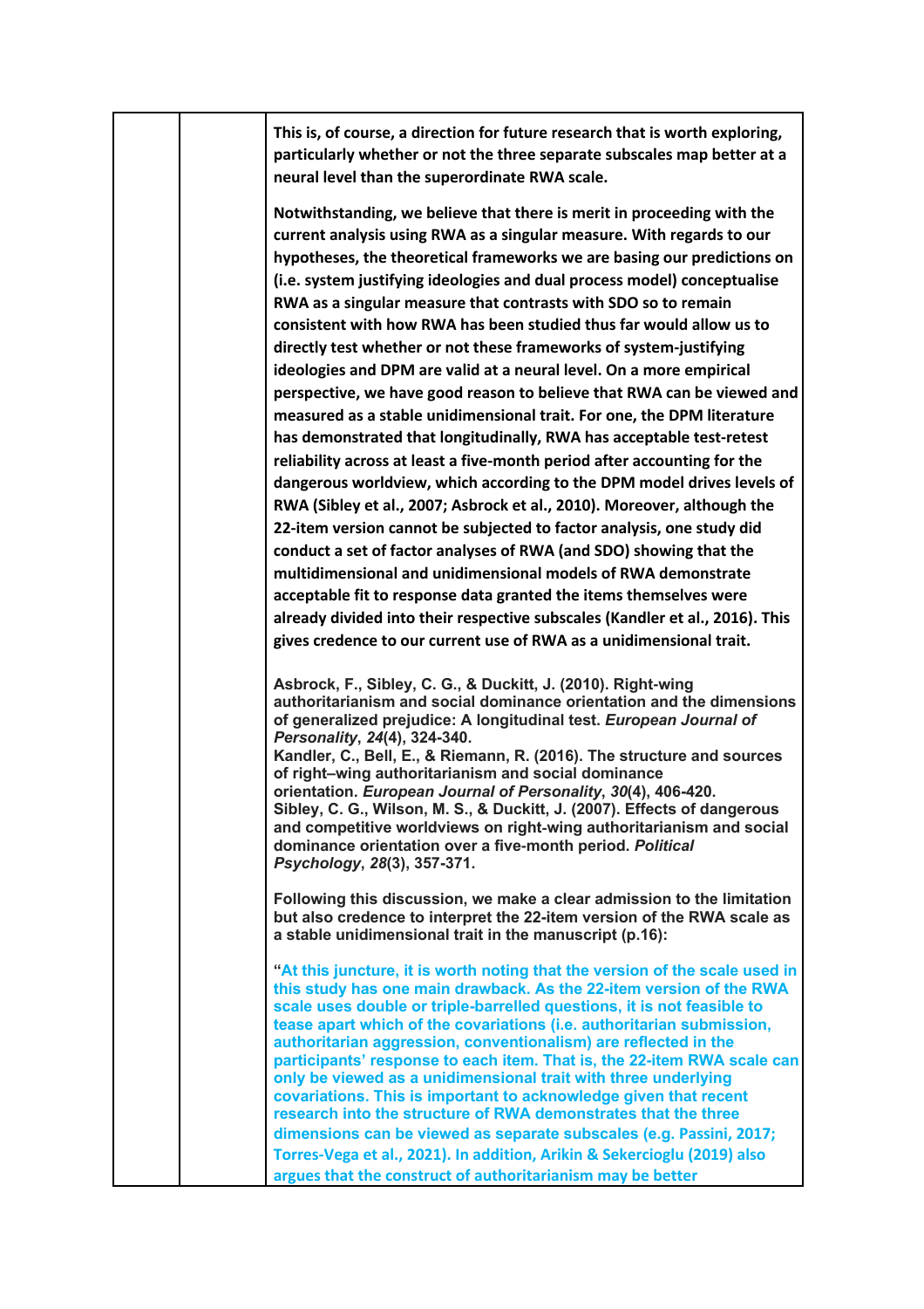| | | |
|---|---|---|
| | | **This is, of course, a direction for future research that is worth exploring, particularly whether or not the three separate subscales map better at a neural level than the superordinate RWA scale.**<br><br>**Notwithstanding, we believe that there is merit in proceeding with the current analysis using RWA as a singular measure. With regards to our hypotheses, the theoretical frameworks we are basing our predictions on (i.e. system justifying ideologies and dual process model) conceptualise RWA as a singular measure that contrasts with SDO so to remain consistent with how RWA has been studied thus far would allow us to directly test whether or not these frameworks of system-justifying ideologies and DPM are valid at a neural level. On a more empirical perspective, we have good reason to believe that RWA can be viewed and measured as a stable unidimensional trait. For one, the DPM literature has demonstrated that longitudinally, RWA has acceptable test-retest reliability across at least a five-month period after accounting for the dangerous worldview, which according to the DPM model drives levels of RWA (Sibley et al., 2007; Asbrock et al., 2010). Moreover, although the 22-item version cannot be subjected to factor analysis, one study did conduct a set of factor analyses of RWA (and SDO) showing that the multidimensional and unidimensional models of RWA demonstrate acceptable fit to response data granted the items themselves were already divided into their respective subscales (Kandler et al., 2016). This gives credence to our current use of RWA as a unidimensional trait.**<br><br>**Asbrock, F., Sibley, C. G., & Duckitt, J. (2010). Right-wing authoritarianism and social dominance orientation and the dimensions of generalized prejudice: A longitudinal test. *European Journal of Personality*, *24*(4), 324-340.**<br>**Kandler, C., Bell, E., & Riemann, R. (2016). The structure and sources of right–wing authoritarianism and social dominance orientation. *European Journal of Personality*, *30*(4), 406-420.**<br>**Sibley, C. G., Wilson, M. S., & Duckitt, J. (2007). Effects of dangerous and competitive worldviews on right-wing authoritarianism and social dominance orientation over a five-month period. *Political Psychology*, *28*(3), 357-371.**<br><br>**Following this discussion, we make a clear admission to the limitation but also credence to interpret the 22-item version of the RWA scale as a stable unidimensional trait in the manuscript (p.16):**<br><br>**"At this juncture, it is worth noting that the version of the scale used in this study has one main drawback. As the 22-item version of the RWA scale uses double or triple-barrelled questions, it is not feasible to tease apart which of the covariations (i.e. authoritarian submission, authoritarian aggression, conventionalism) are reflected in the participants' response to each item. That is, the 22-item RWA scale can only be viewed as a unidimensional trait with three underlying covariations. This is important to acknowledge given that recent research into the structure of RWA demonstrates that the three dimensions can be viewed as separate subscales (e.g. Passini, 2017; Torres-Vega et al., 2021). In addition, Arikin & Sekercioglu (2019) also argues that the construct of authoritarianism may be better** |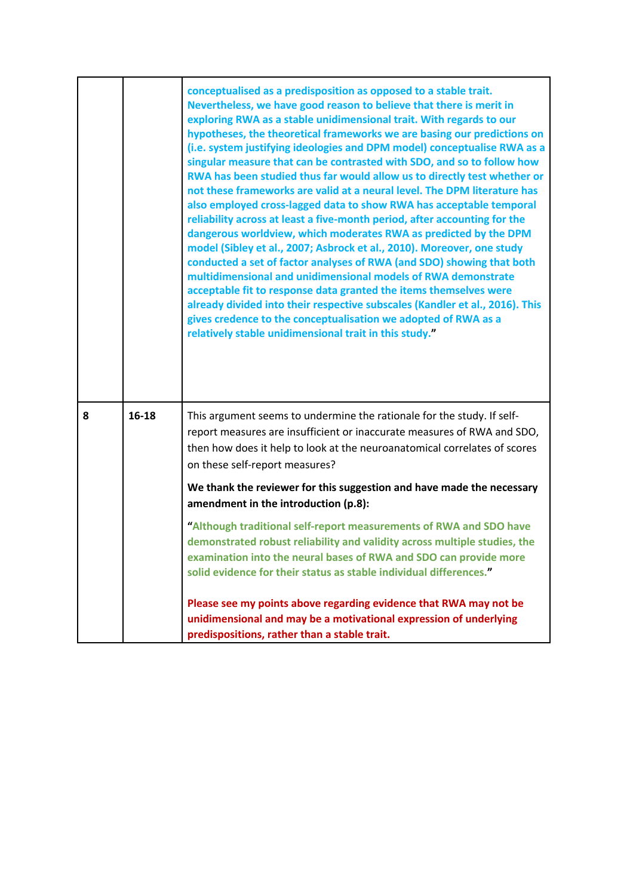| | | |
|---|---|---|
| | | **conceptualised as a predisposition as opposed to a stable trait. Nevertheless, we have good reason to believe that there is merit in exploring RWA as a stable unidimensional trait. With regards to our hypotheses, the theoretical frameworks we are basing our predictions on (i.e. system justifying ideologies and DPM model) conceptualise RWA as a singular measure that can be contrasted with SDO, and so to follow how RWA has been studied thus far would allow us to directly test whether or not these frameworks are valid at a neural level. The DPM literature has also employed cross-lagged data to show RWA has acceptable temporal reliability across at least a five-month period, after accounting for the dangerous worldview, which moderates RWA as predicted by the DPM model (Sibley et al., 2007; Asbrock et al., 2010). Moreover, one study conducted a set of factor analyses of RWA (and SDO) showing that both multidimensional and unidimensional models of RWA demonstrate acceptable fit to response data granted the items themselves were already divided into their respective subscales (Kandler et al., 2016). This gives credence to the conceptualisation we adopted of RWA as a relatively stable unidimensional trait in this study."** |
| **8** | **16-18** | This argument seems to undermine the rationale for the study. If self-report measures are insufficient or inaccurate measures of RWA and SDO, then how does it help to look at the neuroanatomical correlates of scores on these self-report measures?<br><br>**We thank the reviewer for this suggestion and have made the necessary amendment in the introduction (p.8):**<br><br>**"Although traditional self-report measurements of RWA and SDO have demonstrated robust reliability and validity across multiple studies, the examination into the neural bases of RWA and SDO can provide more solid evidence for their status as stable individual differences."**<br><br>**Please see my points above regarding evidence that RWA may not be unidimensional and may be a motivational expression of underlying predispositions, rather than a stable trait.** |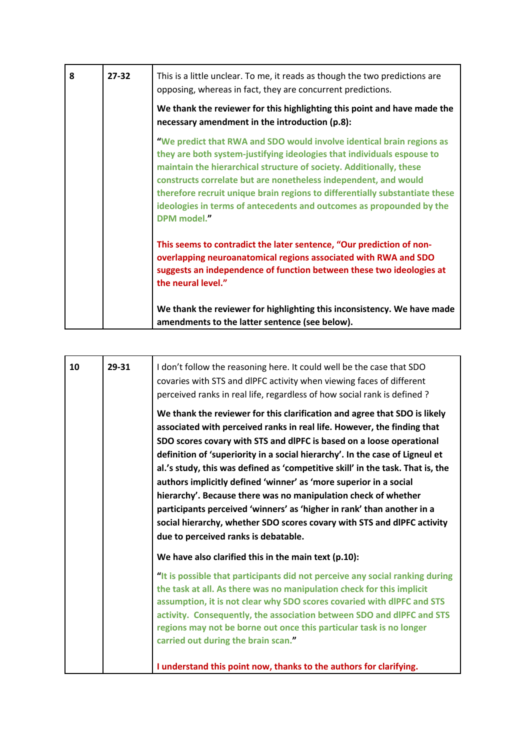| 8 | 27-32 | This is a little unclear. To me, it reads as though the two predictions are opposing, whereas in fact, they are concurrent predictions.<br><br>**We thank the reviewer for this highlighting this point and have made the necessary amendment in the introduction (p.8):**<br><br>**"We predict that RWA and SDO would involve identical brain regions as they are both system-justifying ideologies that individuals espouse to maintain the hierarchical structure of society. Additionally, these constructs correlate but are nonetheless independent, and would therefore recruit unique brain regions to differentially substantiate these ideologies in terms of antecedents and outcomes as propounded by the DPM model."**<br><br>**This seems to contradict the later sentence, "Our prediction of non-overlapping neuroanatomical regions associated with RWA and SDO suggests an independence of function between these two ideologies at the neural level."**<br><br>**We thank the reviewer for highlighting this inconsistency. We have made amendments to the latter sentence (see below).** |
|---|---|---|

| 10 | 29-31 | I don't follow the reasoning here. It could well be the case that SDO covaries with STS and dlPFC activity when viewing faces of different perceived ranks in real life, regardless of how social rank is defined ?<br><br>**We thank the reviewer for this clarification and agree that SDO is likely associated with perceived ranks in real life. However, the finding that SDO scores covary with STS and dlPFC is based on a loose operational definition of 'superiority in a social hierarchy'. In the case of Ligneul et al.'s study, this was defined as 'competitive skill' in the task. That is, the authors implicitly defined 'winner' as 'more superior in a social hierarchy'. Because there was no manipulation check of whether participants perceived 'winners' as 'higher in rank' than another in a social hierarchy, whether SDO scores covary with STS and dlPFC activity due to perceived ranks is debatable.**<br><br>**We have also clarified this in the main text (p.10):**<br><br>**"It is possible that participants did not perceive any social ranking during the task at all. As there was no manipulation check for this implicit assumption, it is not clear why SDO scores covaried with dlPFC and STS activity. Consequently, the association between SDO and dlPFC and STS regions may not be borne out once this particular task is no longer carried out during the brain scan."**<br><br>**I understand this point now, thanks to the authors for clarifying.** |
|---|---|---|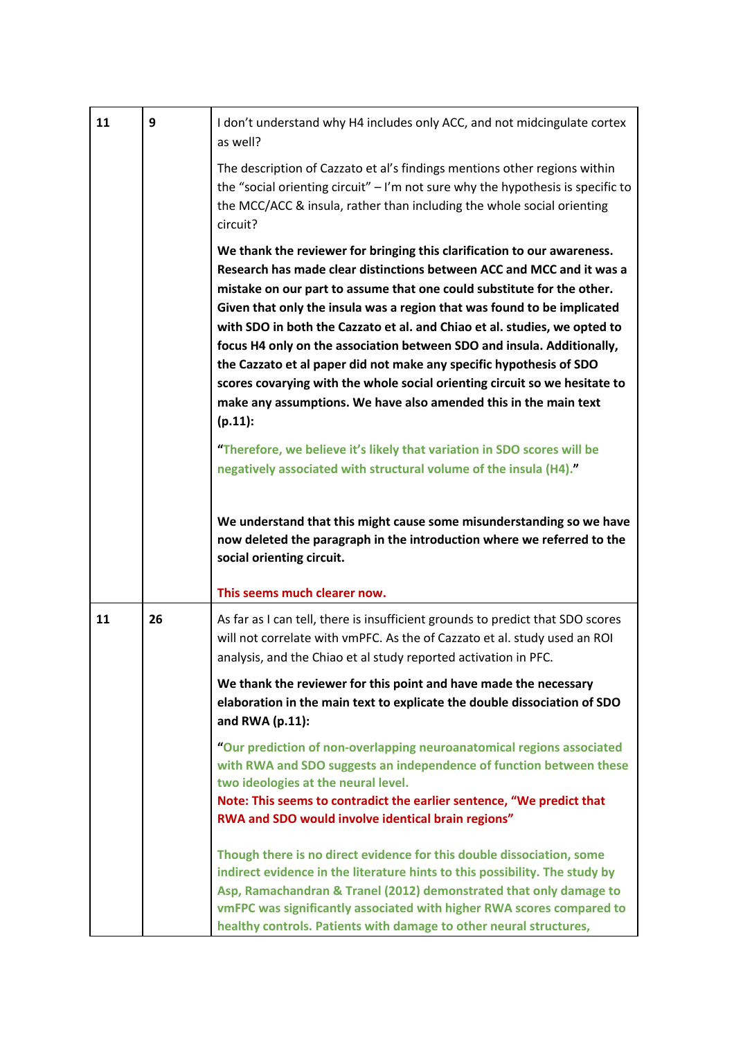| 11 | 9 | I don't understand why H4 includes only ACC, and not midcingulate cortex as well?<br><br>The description of Cazzato et al's findings mentions other regions within the "social orienting circuit" – I'm not sure why the hypothesis is specific to the MCC/ACC & insula, rather than including the whole social orienting circuit?<br><br>**We thank the reviewer for bringing this clarification to our awareness. Research has made clear distinctions between ACC and MCC and it was a mistake on our part to assume that one could substitute for the other. Given that only the insula was a region that was found to be implicated with SDO in both the Cazzato et al. and Chiao et al. studies, we opted to focus H4 only on the association between SDO and insula. Additionally, the Cazzato et al paper did not make any specific hypothesis of SDO scores covarying with the whole social orienting circuit so we hesitate to make any assumptions. We have also amended this in the main text (p.11):**<br><br>**"Therefore, we believe it's likely that variation in SDO scores will be negatively associated with structural volume of the insula (H4)."**<br><br>**We understand that this might cause some misunderstanding so we have now deleted the paragraph in the introduction where we referred to the social orienting circuit.**<br><br>**This seems much clearer now.** |
|---|---|---|
| 11 | 26 | As far as I can tell, there is insufficient grounds to predict that SDO scores will not correlate with vmPFC. As the of Cazzato et al. study used an ROI analysis, and the Chiao et al study reported activation in PFC.<br><br>**We thank the reviewer for this point and have made the necessary elaboration in the main text to explicate the double dissociation of SDO and RWA (p.11):**<br><br>**"Our prediction of non-overlapping neuroanatomical regions associated with RWA and SDO suggests an independence of function between these two ideologies at the neural level.**<br>**Note: This seems to contradict the earlier sentence, "We predict that RWA and SDO would involve identical brain regions"**<br><br>**Though there is no direct evidence for this double dissociation, some indirect evidence in the literature hints to this possibility. The study by Asp, Ramachandran & Tranel (2012) demonstrated that only damage to vmFPC was significantly associated with higher RWA scores compared to healthy controls. Patients with damage to other neural structures,** |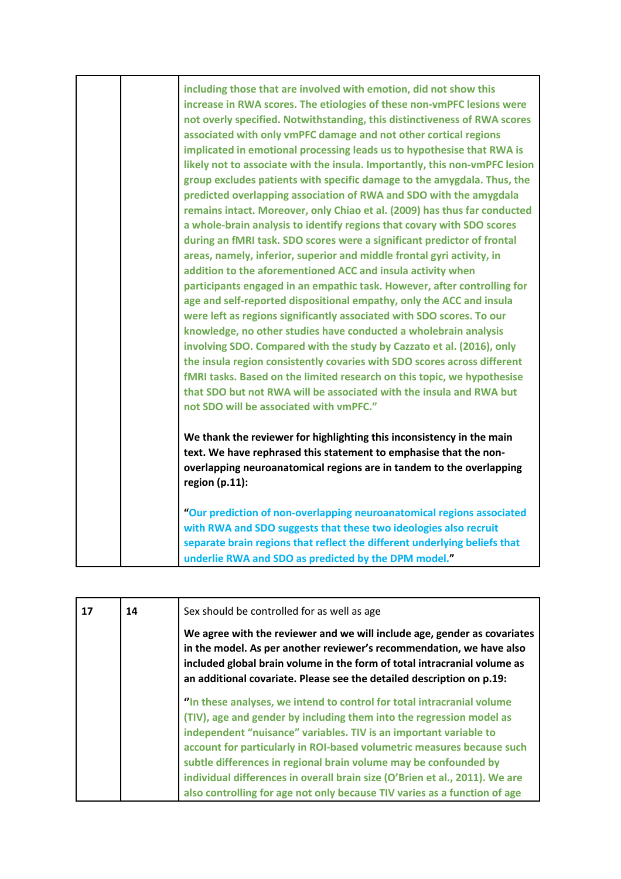| | | |
|---|---|---|
| | | including those that are involved with emotion, did not show this increase in RWA scores. The etiologies of these non-vmPFC lesions were not overly specified. Notwithstanding, this distinctiveness of RWA scores associated with only vmPFC damage and not other cortical regions implicated in emotional processing leads us to hypothesise that RWA is likely not to associate with the insula. Importantly, this non-vmPFC lesion group excludes patients with specific damage to the amygdala. Thus, the predicted overlapping association of RWA and SDO with the amygdala remains intact. Moreover, only Chiao et al. (2009) has thus far conducted a whole-brain analysis to identify regions that covary with SDO scores during an fMRI task. SDO scores were a significant predictor of frontal areas, namely, inferior, superior and middle frontal gyri activity, in addition to the aforementioned ACC and insula activity when participants engaged in an empathic task. However, after controlling for age and self-reported dispositional empathy, only the ACC and insula were left as regions significantly associated with SDO scores. To our knowledge, no other studies have conducted a wholebrain analysis involving SDO. Compared with the study by Cazzato et al. (2016), only the insula region consistently covaries with SDO scores across different fMRI tasks. Based on the limited research on this topic, we hypothesise that SDO but not RWA will be associated with the insula and RWA but not SDO will be associated with vmPFC."<br><br>**We thank the reviewer for highlighting this inconsistency in the main text. We have rephrased this statement to emphasise that the non-overlapping neuroanatomical regions are in tandem to the overlapping region (p.11):**<br><br>"**Our prediction of non-overlapping neuroanatomical regions associated with RWA and SDO suggests that these two ideologies also recruit separate brain regions that reflect the different underlying beliefs that underlie RWA and SDO as predicted by the DPM model.**" |

| | | |
|---|---|---|
| **17** | **14** | Sex should be controlled for as well as age<br><br>**We agree with the reviewer and we will include age, gender as covariates in the model. As per another reviewer's recommendation, we have also included global brain volume in the form of total intracranial volume as an additional covariate. Please see the detailed description on p.19:**<br><br>"**In these analyses, we intend to control for total intracranial volume (TIV), age and gender by including them into the regression model as independent "nuisance" variables. TIV is an important variable to account for particularly in ROI-based volumetric measures because such subtle differences in regional brain volume may be confounded by individual differences in overall brain size (O'Brien et al., 2011). We are also controlling for age not only because TIV varies as a function of age** |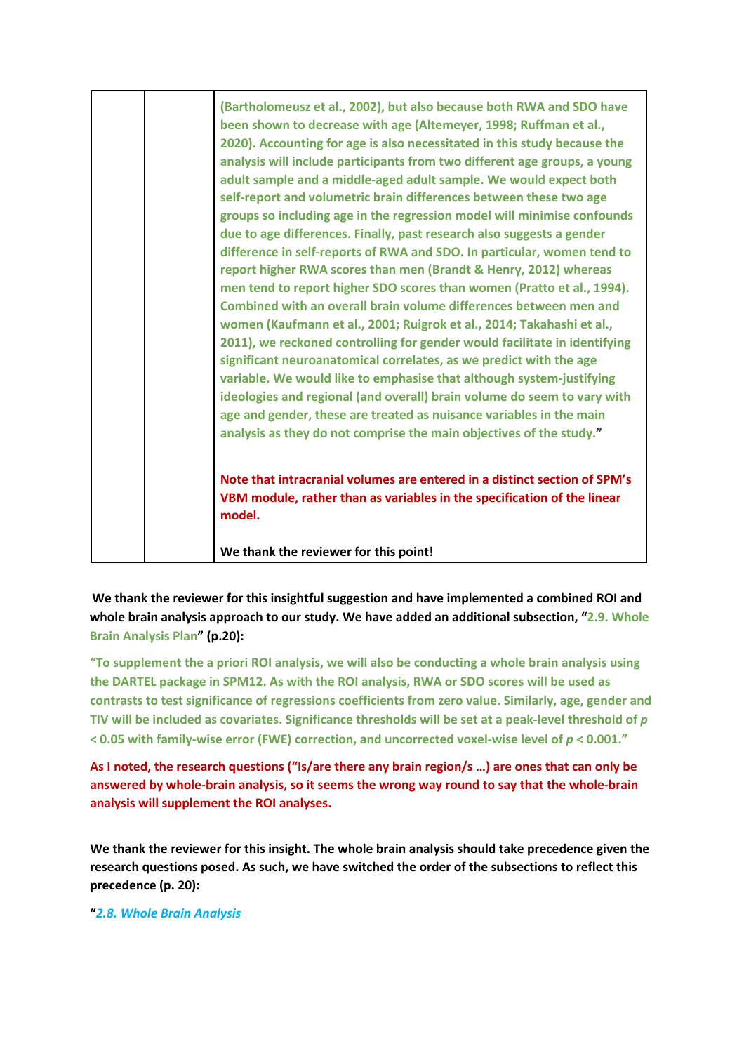| | | (Bartholomeusz et al., 2002), but also because both RWA and SDO have been shown to decrease with age (Altemeyer, 1998; Ruffman et al., 2020). Accounting for age is also necessitated in this study because the analysis will include participants from two different age groups, a young adult sample and a middle-aged adult sample. We would expect both self-report and volumetric brain differences between these two age groups so including age in the regression model will minimise confounds due to age differences. Finally, past research also suggests a gender difference in self-reports of RWA and SDO. In particular, women tend to report higher RWA scores than men (Brandt & Henry, 2012) whereas men tend to report higher SDO scores than women (Pratto et al., 1994). Combined with an overall brain volume differences between men and women (Kaufmann et al., 2001; Ruigrok et al., 2014; Takahashi et al., 2011), we reckoned controlling for gender would facilitate in identifying significant neuroanatomical correlates, as we predict with the age variable. We would like to emphasise that although system-justifying ideologies and regional (and overall) brain volume do seem to vary with age and gender, these are treated as nuisance variables in the main analysis as they do not comprise the main objectives of the study."<br><br>**Note that intracranial volumes are entered in a distinct section of SPM's VBM module, rather than as variables in the specification of the linear model.**<br><br>**We thank the reviewer for this point!** |
|---|---|---|

**We thank the reviewer for this insightful suggestion and have implemented a combined ROI and whole brain analysis approach to our study. We have added an additional subsection, "2.9. Whole Brain Analysis Plan" (p.20):**

**"To supplement the a priori ROI analysis, we will also be conducting a whole brain analysis using the DARTEL package in SPM12. As with the ROI analysis, RWA or SDO scores will be used as contrasts to test significance of regressions coefficients from zero value. Similarly, age, gender and TIV will be included as covariates. Significance thresholds will be set at a peak-level threshold of *p* < 0.05 with family-wise error (FWE) correction, and uncorrected voxel-wise level of *p* < 0.001."**

**As I noted, the research questions ("Is/are there any brain region/s …) are ones that can only be answered by whole-brain analysis, so it seems the wrong way round to say that the whole-brain analysis will supplement the ROI analyses.**

**We thank the reviewer for this insight. The whole brain analysis should take precedence given the research questions posed. As such, we have switched the order of the subsections to reflect this precedence (p. 20):**

**"*2.8. Whole Brain Analysis***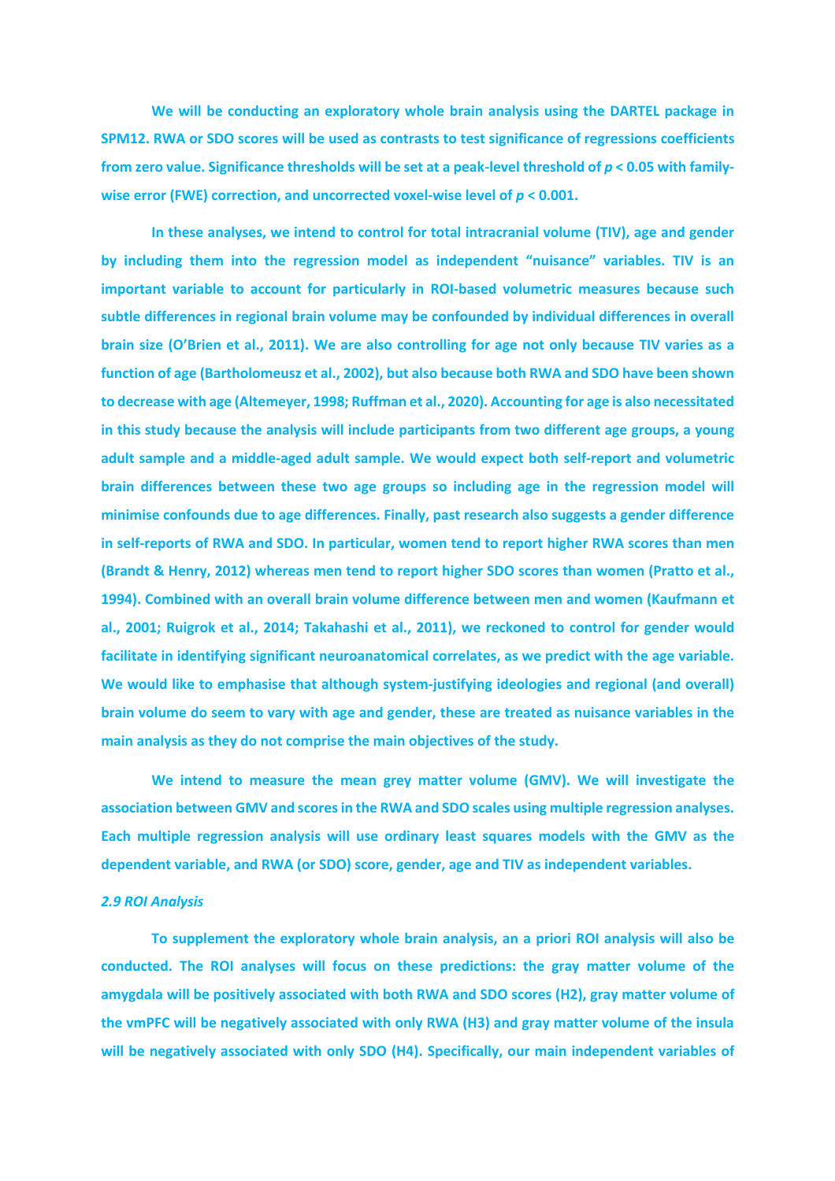We will be conducting an exploratory whole brain analysis using the DARTEL package in SPM12. RWA or SDO scores will be used as contrasts to test significance of regressions coefficients from zero value. Significance thresholds will be set at a peak-level threshold of $p < 0.05$ with family-wise error (FWE) correction, and uncorrected voxel-wise level of $p < 0.001$.

In these analyses, we intend to control for total intracranial volume (TIV), age and gender by including them into the regression model as independent "nuisance" variables. TIV is an important variable to account for particularly in ROI-based volumetric measures because such subtle differences in regional brain volume may be confounded by individual differences in overall brain size (O'Brien et al., 2011). We are also controlling for age not only because TIV varies as a function of age (Bartholomeusz et al., 2002), but also because both RWA and SDO have been shown to decrease with age (Altemeyer, 1998; Ruffman et al., 2020). Accounting for age is also necessitated in this study because the analysis will include participants from two different age groups, a young adult sample and a middle-aged adult sample. We would expect both self-report and volumetric brain differences between these two age groups so including age in the regression model will minimise confounds due to age differences. Finally, past research also suggests a gender difference in self-reports of RWA and SDO. In particular, women tend to report higher RWA scores than men (Brandt & Henry, 2012) whereas men tend to report higher SDO scores than women (Pratto et al., 1994). Combined with an overall brain volume difference between men and women (Kaufmann et al., 2001; Ruigrok et al., 2014; Takahashi et al., 2011), we reckoned to control for gender would facilitate in identifying significant neuroanatomical correlates, as we predict with the age variable. We would like to emphasise that although system-justifying ideologies and regional (and overall) brain volume do seem to vary with age and gender, these are treated as nuisance variables in the main analysis as they do not comprise the main objectives of the study.

We intend to measure the mean grey matter volume (GMV). We will investigate the association between GMV and scores in the RWA and SDO scales using multiple regression analyses. Each multiple regression analysis will use ordinary least squares models with the GMV as the dependent variable, and RWA (or SDO) score, gender, age and TIV as independent variables.

### *2.9 ROI Analysis*

To supplement the exploratory whole brain analysis, an a priori ROI analysis will also be conducted. The ROI analyses will focus on these predictions: the gray matter volume of the amygdala will be positively associated with both RWA and SDO scores (H2), gray matter volume of the vmPFC will be negatively associated with only RWA (H3) and gray matter volume of the insula will be negatively associated with only SDO (H4). Specifically, our main independent variables of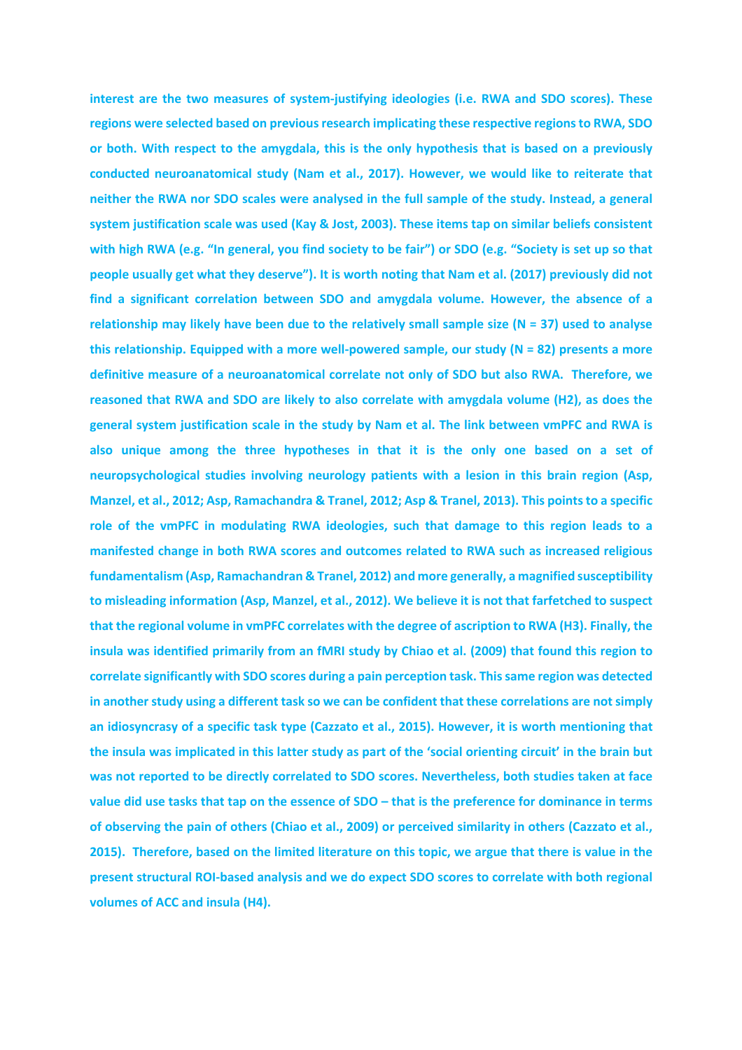interest are the two measures of system-justifying ideologies (i.e. RWA and SDO scores). These regions were selected based on previous research implicating these respective regions to RWA, SDO or both. With respect to the amygdala, this is the only hypothesis that is based on a previously conducted neuroanatomical study (Nam et al., 2017). However, we would like to reiterate that neither the RWA nor SDO scales were analysed in the full sample of the study. Instead, a general system justification scale was used (Kay & Jost, 2003). These items tap on similar beliefs consistent with high RWA (e.g. "In general, you find society to be fair") or SDO (e.g. "Society is set up so that people usually get what they deserve"). It is worth noting that Nam et al. (2017) previously did not find a significant correlation between SDO and amygdala volume. However, the absence of a relationship may likely have been due to the relatively small sample size (N = 37) used to analyse this relationship. Equipped with a more well-powered sample, our study (N = 82) presents a more definitive measure of a neuroanatomical correlate not only of SDO but also RWA. Therefore, we reasoned that RWA and SDO are likely to also correlate with amygdala volume (H2), as does the general system justification scale in the study by Nam et al. The link between vmPFC and RWA is also unique among the three hypotheses in that it is the only one based on a set of neuropsychological studies involving neurology patients with a lesion in this brain region (Asp, Manzel, et al., 2012; Asp, Ramachandra & Tranel, 2012; Asp & Tranel, 2013). This points to a specific role of the vmPFC in modulating RWA ideologies, such that damage to this region leads to a manifested change in both RWA scores and outcomes related to RWA such as increased religious fundamentalism (Asp, Ramachandran & Tranel, 2012) and more generally, a magnified susceptibility to misleading information (Asp, Manzel, et al., 2012). We believe it is not that farfetched to suspect that the regional volume in vmPFC correlates with the degree of ascription to RWA (H3). Finally, the insula was identified primarily from an fMRI study by Chiao et al. (2009) that found this region to correlate significantly with SDO scores during a pain perception task. This same region was detected in another study using a different task so we can be confident that these correlations are not simply an idiosyncrasy of a specific task type (Cazzato et al., 2015). However, it is worth mentioning that the insula was implicated in this latter study as part of the 'social orienting circuit' in the brain but was not reported to be directly correlated to SDO scores. Nevertheless, both studies taken at face value did use tasks that tap on the essence of SDO – that is the preference for dominance in terms of observing the pain of others (Chiao et al., 2009) or perceived similarity in others (Cazzato et al., 2015). Therefore, based on the limited literature on this topic, we argue that there is value in the present structural ROI-based analysis and we do expect SDO scores to correlate with both regional volumes of ACC and insula (H4).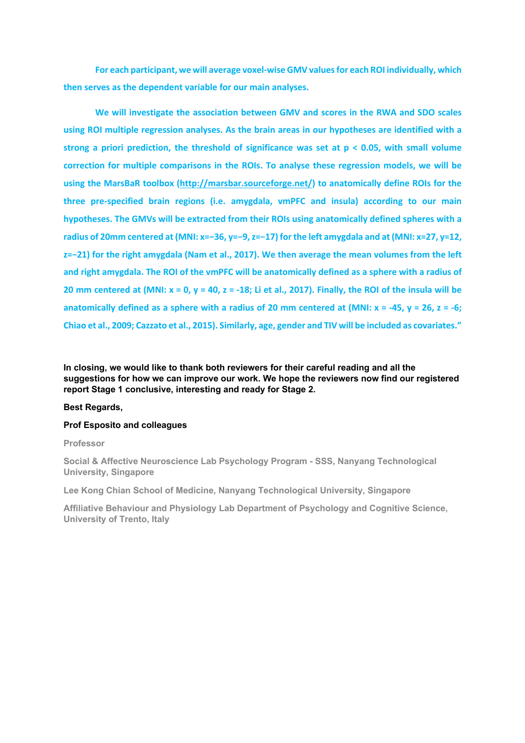**For each participant, we will average voxel-wise GMV values for each ROI individually, which then serves as the dependent variable for our main analyses.**

**We will investigate the association between GMV and scores in the RWA and SDO scales using ROI multiple regression analyses. As the brain areas in our hypotheses are identified with a strong a priori prediction, the threshold of significance was set at $p < 0.05$, with small volume correction for multiple comparisons in the ROIs. To analyse these regression models, we will be using the MarsBaR toolbox (http://marsbar.sourceforge.net/) to anatomically define ROIs for the three pre-specified brain regions (i.e. amygdala, vmPFC and insula) according to our main hypotheses. The GMVs will be extracted from their ROIs using anatomically defined spheres with a radius of 20mm centered at (MNI: x=−36, y=−9, z=−17) for the left amygdala and at (MNI: x=27, y=12, z=−21) for the right amygdala (Nam et al., 2017). We then average the mean volumes from the left and right amygdala. The ROI of the vmPFC will be anatomically defined as a sphere with a radius of 20 mm centered at (MNI: x = 0, y = 40, z = -18; Li et al., 2017). Finally, the ROI of the insula will be anatomically defined as a sphere with a radius of 20 mm centered at (MNI: x = -45, y = 26, z = -6; Chiao et al., 2009; Cazzato et al., 2015). Similarly, age, gender and TIV will be included as covariates."**

**In closing, we would like to thank both reviewers for their careful reading and all the suggestions for how we can improve our work. We hope the reviewers now find our registered report Stage 1 conclusive, interesting and ready for Stage 2.**

**Best Regards,**

**Prof Esposito and colleagues**

**Professor**

**Social & Affective Neuroscience Lab Psychology Program - SSS, Nanyang Technological University, Singapore**

**Lee Kong Chian School of Medicine, Nanyang Technological University, Singapore**

**Affiliative Behaviour and Physiology Lab Department of Psychology and Cognitive Science, University of Trento, Italy**